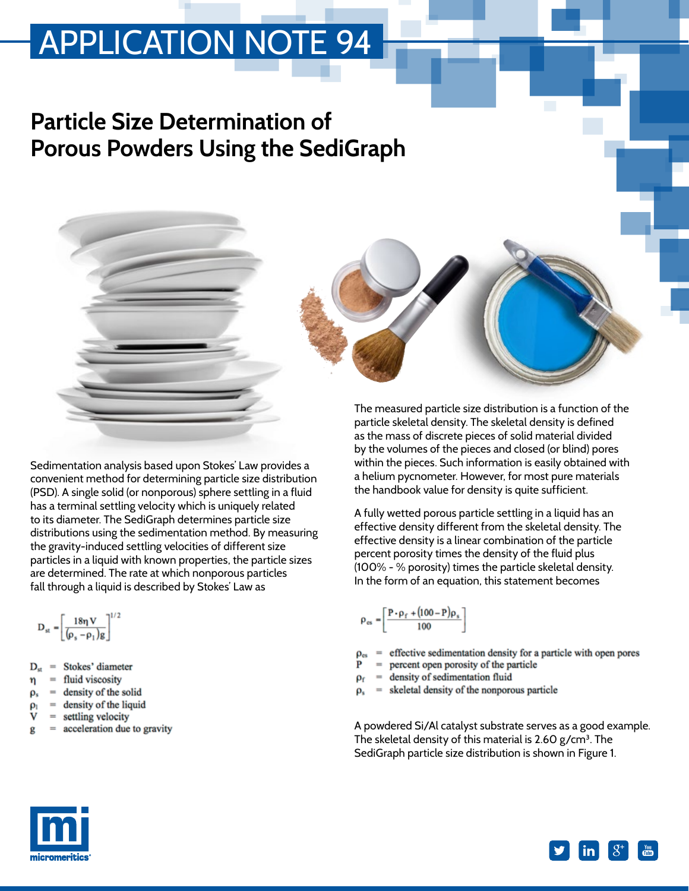# APPLICATION NOTE 94

## Particle Size Determination of Porous Powders Using the SediGraph

Sedimentation analysis based upon Stokes' Law provides a convenient method for determining particle size distribution (PSD). A single solid (or nonporous) sphere settling in a fluid has a terminal settling velocity which is uniquely related to its diameter. The SediGraph determines particle size distributions using the sedimentation method. By measuring the gravity-induced settling velocities of different size particles in a liquid with known properties, the particle sizes are determined. The rate at which nonporous particles fall through a liquid is described by Stokes' Law as

$$D_{st} = \left[\frac{18\eta V}{(\rho_s - \rho_l)g}\right]^{1/2}$$

- $D_{st}$ = Stokes' diameter
- $\eta$ = fluid viscosity
- $\rho_s$ = density of the solid
- $\rho_l$ = density of the liquid
- $V$ = settling velocity
- $g$ = acceleration due to gravity

The measured particle size distribution is a function of the particle skeletal density. The skeletal density is defined as the mass of discrete pieces of solid material divided by the volumes of the pieces and closed (or blind) pores within the pieces. Such information is easily obtained with a helium pycnometer. However, for most pure materials the handbook value for density is quite sufficient.

A fully wetted porous particle settling in a liquid has an effective density different from the skeletal density. The effective density is a linear combination of the particle percent porosity times the density of the fluid plus (100% - % porosity) times the particle skeletal density. In the form of an equation, this statement becomes

$$\rho_{es} = \left[\frac{P \cdot \rho_f + (100 - P)\rho_s}{100}\right]$$

- $\rho_{es}$ = effective sedimentation density for a particle with open pores
- $P$ = percent open porosity of the particle
- $\rho_f$ = density of sedimentation fluid
- $\rho_s$ = skeletal density of the nonporous particle

A powdered Si/Al catalyst substrate serves as a good example. The skeletal density of this material is 2.60 g/cm³. The SediGraph particle size distribution is shown in Figure 1.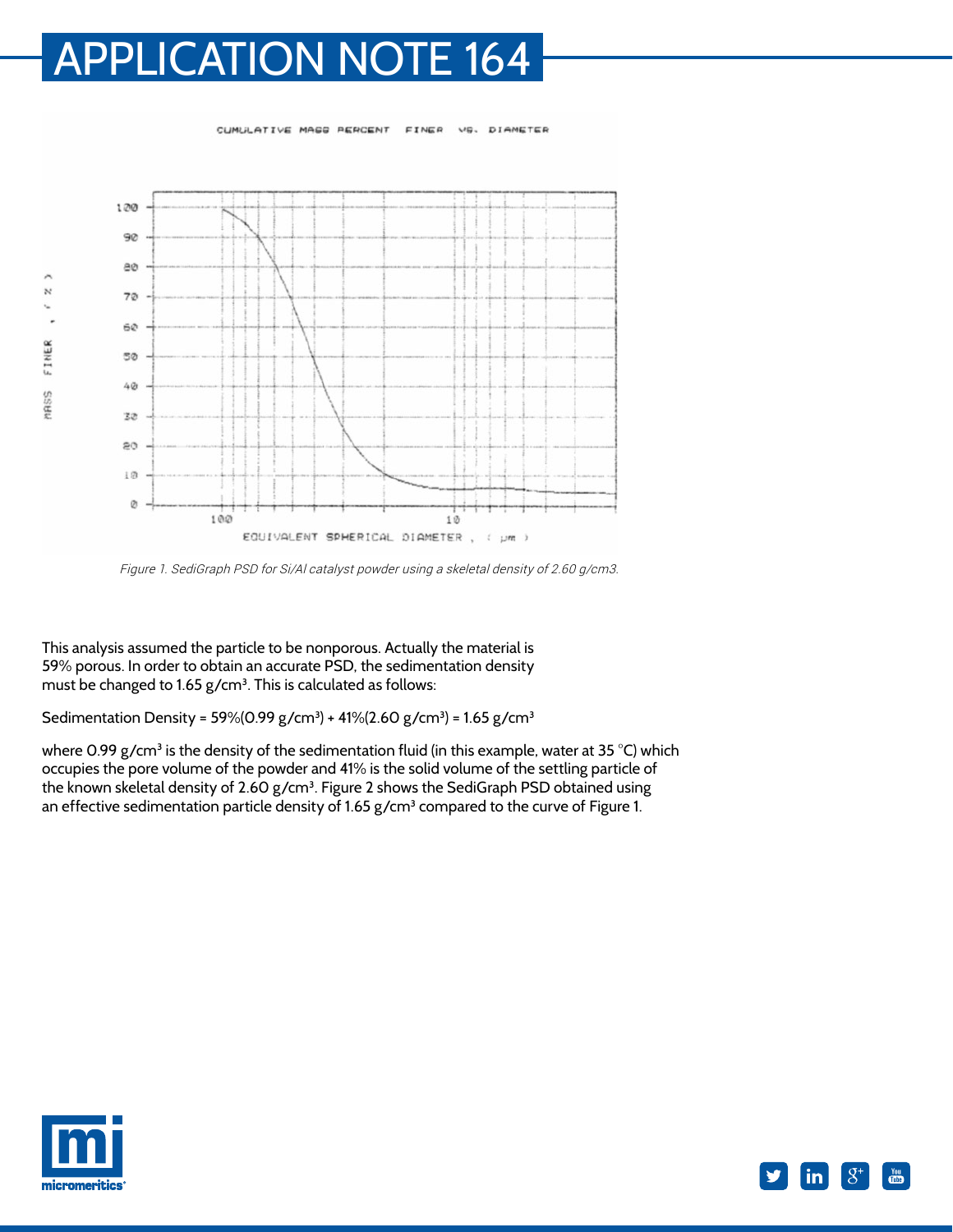Figure 1. SediGraph PSD for Si/Al catalyst powder using a skeletal density of 2.60 g/cm3.

This analysis assumed the particle to be nonporous. Actually the material is 59% porous. In order to obtain an accurate PSD, the sedimentation density must be changed to 1.65 g/cm³. This is calculated as follows:

Sedimentation Density = 59%(0.99 g/cm³) + 41%(2.60 g/cm³) = 1.65 g/cm³

where 0.99 g/cm³ is the density of the sedimentation fluid (in this example, water at 35 °C) which occupies the pore volume of the powder and 41% is the solid volume of the settling particle of the known skeletal density of 2.60 g/cm³. Figure 2 shows the SediGraph PSD obtained using an effective sedimentation particle density of 1.65 g/cm³ compared to the curve of Figure 1.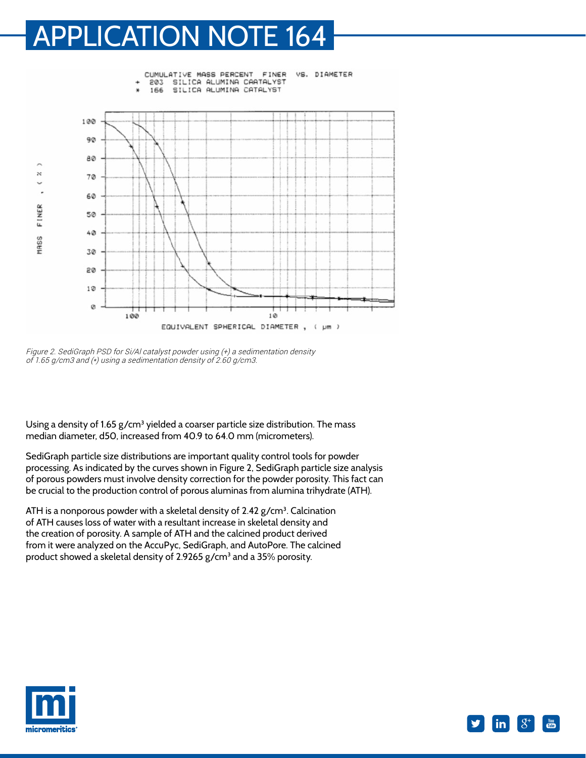Figure 2. SediGraph PSD for Si/Al catalyst powder using (+) a sedimentation density of 1.65 g/cm3 and (*) using a sedimentation density of 2.60 g/cm3.

Using a density of 1.65 g/cm³ yielded a coarser particle size distribution. The mass median diameter, d50, increased from 40.9 to 64.0 mm (micrometers).

SediGraph particle size distributions are important quality control tools for powder processing. As indicated by the curves shown in Figure 2, SediGraph particle size analysis of porous powders must involve density correction for the powder porosity. This fact can be crucial to the production control of porous aluminas from alumina trihydrate (ATH).

ATH is a nonporous powder with a skeletal density of 2.42 g/cm³. Calcination of ATH causes loss of water with a resultant increase in skeletal density and the creation of porosity. A sample of ATH and the calcined product derived from it were analyzed on the AccuPyc, SediGraph, and AutoPore. The calcined product showed a skeletal density of 2.9265 g/cm³ and a 35% porosity.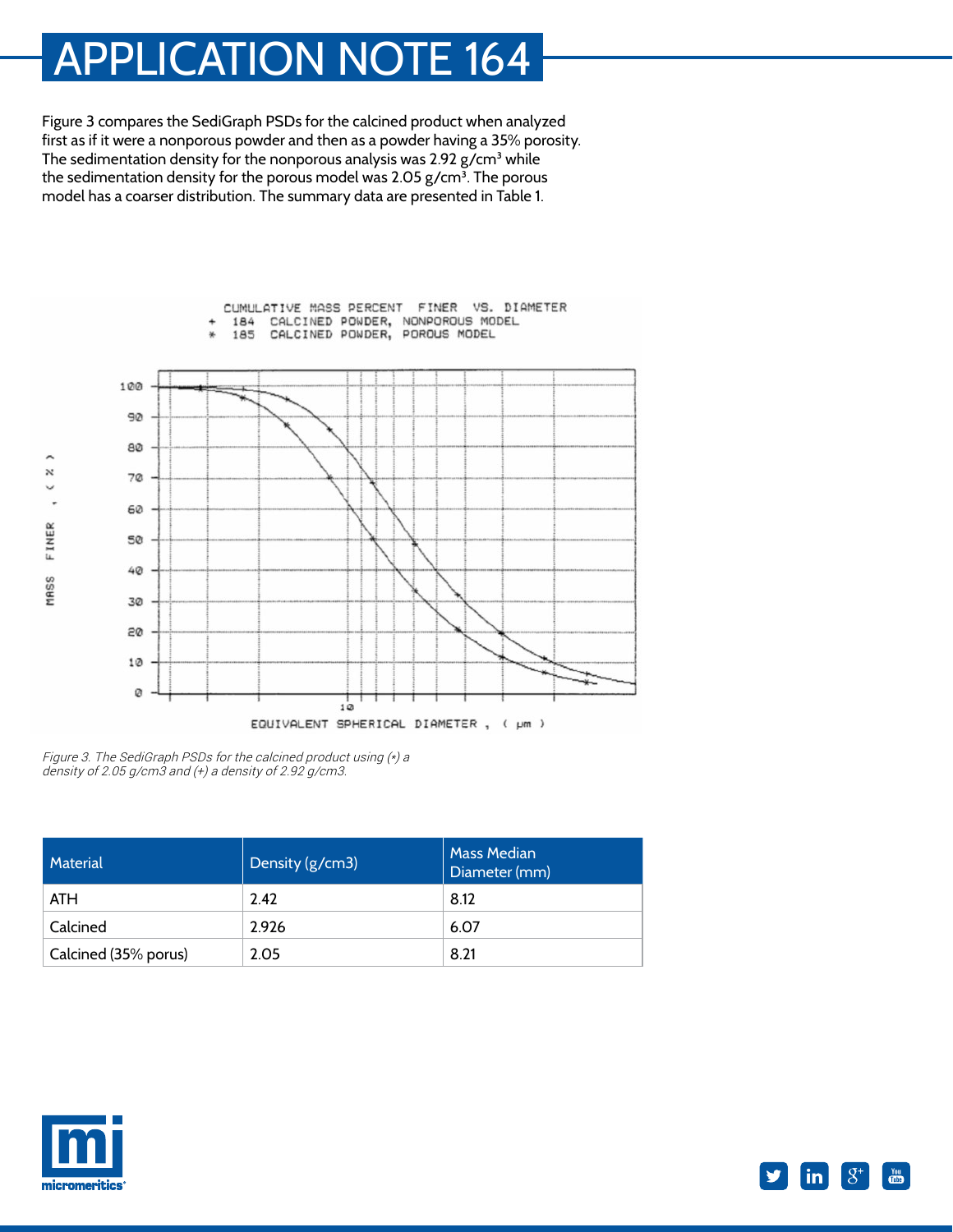# APPLICATION NOTE 164

Figure 3 compares the SediGraph PSDs for the calcined product when analyzed first as if it were a nonporous powder and then as a powder having a 35% porosity. The sedimentation density for the nonporous analysis was 2.92 g/cm³ while the sedimentation density for the porous model was 2.05 g/cm³. The porous model has a coarser distribution. The summary data are presented in Table 1.

*Figure 3. The SediGraph PSDs for the calcined product using (*) a density of 2.05 g/cm3 and (+) a density of 2.92 g/cm3.*

| Material | Density (g/cm3) | Mass Median Diameter (mm) |
|---|---|---|
| ATH | 2.42 | 8.12 |
| Calcined | 2.926 | 6.07 |
| Calcined (35% porus) | 2.05 | 8.21 |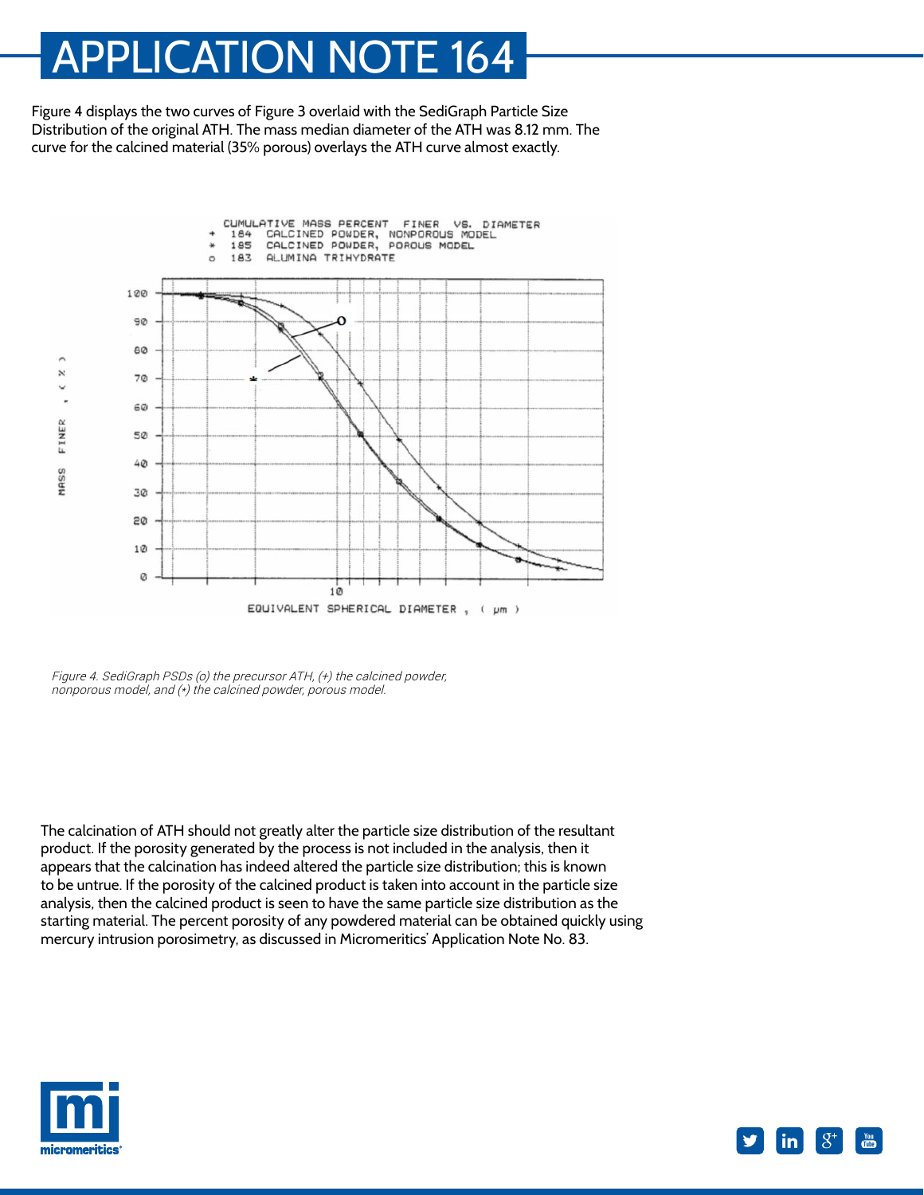# APPLICATION NOTE 164

Figure 4 displays the two curves of Figure 3 overlaid with the SediGraph Particle Size Distribution of the original ATH. The mass median diameter of the ATH was 8.12 mm. The curve for the calcined material (35% porous) overlays the ATH curve almost exactly.

CUMULATIVE MASS PERCENT FINER VS. DIAMETER
+ 184 CALCINED POWDER, NONPOROUS MODEL
* 185 CALCINED POWDER, POROUS MODEL
o 183 ALUMINA TRIHYDRATE

MASS FINER , ( % )

100
90
80
70
60
50
40
30
20
10
0

10

EQUIVALENT SPHERICAL DIAMETER , ( µm )

*Figure 4. SediGraph PSDs (o) the precursor ATH, (+) the calcined powder, nonporous model, and (*) the calcined powder, porous model.*

The calcination of ATH should not greatly alter the particle size distribution of the resultant product. If the porosity generated by the process is not included in the analysis, then it appears that the calcination has indeed altered the particle size distribution; this is known to be untrue. If the porosity of the calcined product is taken into account in the particle size analysis, then the calcined product is seen to have the same particle size distribution as the starting material. The percent porosity of any powdered material can be obtained quickly using mercury intrusion porosimetry, as discussed in Micromeritics' Application Note No. 83.